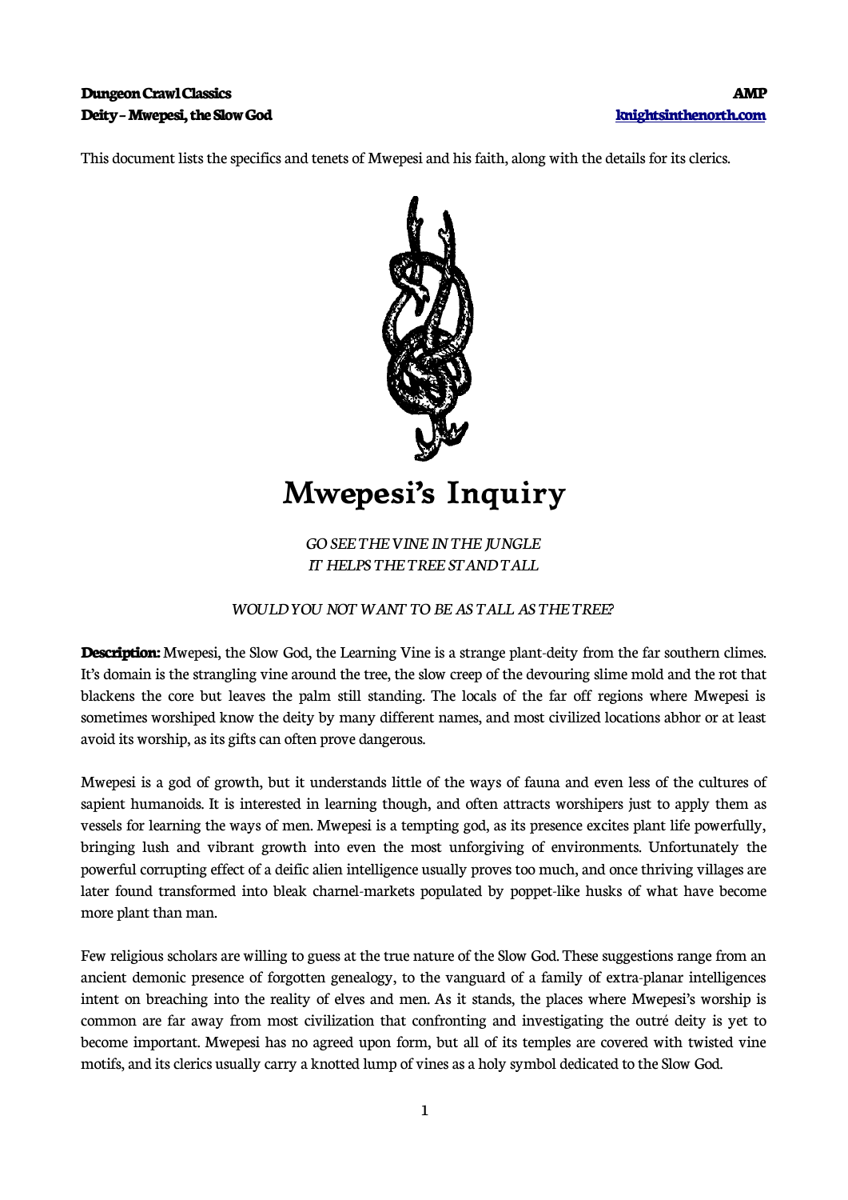**Dungeon Crawl Classics** **AMP**
**Deity – Mwepesi, the Slow God** **[knightsinthenorth.com](knightsinthenorth.com)**

This document lists the specifics and tenets of Mwepesi and his faith, along with the details for its clerics.

# Mwepesi's Inquiry

*GO SEE THE VINE IN THE JUNGLE*
*IT HELPS THE TREE STAND TALL*

*WOULD YOU NOT WANT TO BE AS TALL AS THE TREE?*

**Description:** Mwepesi, the Slow God, the Learning Vine is a strange plant-deity from the far southern climes. It's domain is the strangling vine around the tree, the slow creep of the devouring slime mold and the rot that blackens the core but leaves the palm still standing. The locals of the far off regions where Mwepesi is sometimes worshiped know the deity by many different names, and most civilized locations abhor or at least avoid its worship, as its gifts can often prove dangerous.

Mwepesi is a god of growth, but it understands little of the ways of fauna and even less of the cultures of sapient humanoids. It is interested in learning though, and often attracts worshipers just to apply them as vessels for learning the ways of men. Mwepesi is a tempting god, as its presence excites plant life powerfully, bringing lush and vibrant growth into even the most unforgiving of environments. Unfortunately the powerful corrupting effect of a deific alien intelligence usually proves too much, and once thriving villages are later found transformed into bleak charnel-markets populated by poppet-like husks of what have become more plant than man.

Few religious scholars are willing to guess at the true nature of the Slow God. These suggestions range from an ancient demonic presence of forgotten genealogy, to the vanguard of a family of extra-planar intelligences intent on breaching into the reality of elves and men. As it stands, the places where Mwepesi's worship is common are far away from most civilization that confronting and investigating the outré deity is yet to become important. Mwepesi has no agreed upon form, but all of its temples are covered with twisted vine motifs, and its clerics usually carry a knotted lump of vines as a holy symbol dedicated to the Slow God.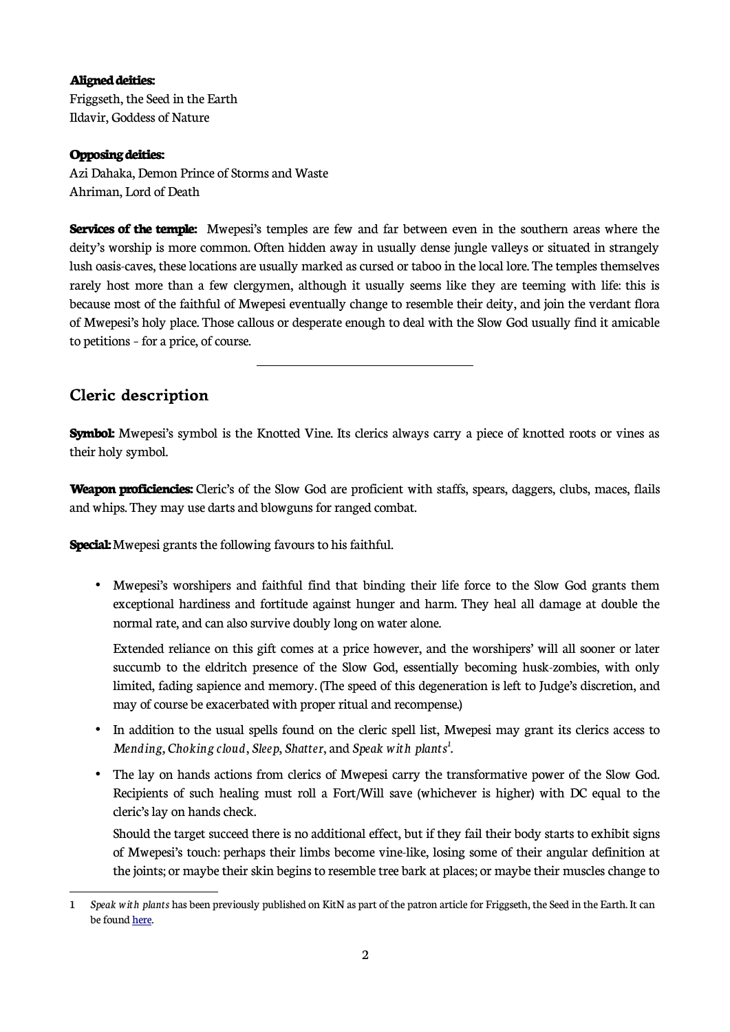**Aligned deities:**
Friggseth, the Seed in the Earth
Ildavir, Goddess of Nature

**Opposing deities:**
Azi Dahaka, Demon Prince of Storms and Waste
Ahriman, Lord of Death

**Services of the temple:** Mwepesi's temples are few and far between even in the southern areas where the deity's worship is more common. Often hidden away in usually dense jungle valleys or situated in strangely lush oasis-caves, these locations are usually marked as cursed or taboo in the local lore. The temples themselves rarely host more than a few clergymen, although it usually seems like they are teeming with life: this is because most of the faithful of Mwepesi eventually change to resemble their deity, and join the verdant flora of Mwepesi's holy place. Those callous or desperate enough to deal with the Slow God usually find it amicable to petitions – for a price, of course.

---

## Cleric description

**Symbol:** Mwepesi's symbol is the Knotted Vine. Its clerics always carry a piece of knotted roots or vines as their holy symbol.

**Weapon proficiencies:** Cleric's of the Slow God are proficient with staffs, spears, daggers, clubs, maces, flails and whips. They may use darts and blowguns for ranged combat.

**Special:** Mwepesi grants the following favours to his faithful.

- Mwepesi's worshipers and faithful find that binding their life force to the Slow God grants them exceptional hardiness and fortitude against hunger and harm. They heal all damage at double the normal rate, and can also survive doubly long on water alone.

  Extended reliance on this gift comes at a price however, and the worshipers' will all sooner or later succumb to the eldritch presence of the Slow God, essentially becoming husk-zombies, with only limited, fading sapience and memory. (The speed of this degeneration is left to Judge's discretion, and may of course be exacerbated with proper ritual and recompense.)

- In addition to the usual spells found on the cleric spell list, Mwepesi may grant its clerics access to *Mending*, *Choking cloud*, *Sleep*, *Shatter*, and *Speak with plants*[1].

- The lay on hands actions from clerics of Mwepesi carry the transformative power of the Slow God. Recipients of such healing must roll a Fort/Will save (whichever is higher) with DC equal to the cleric's lay on hands check.

  Should the target succeed there is no additional effect, but if they fail their body starts to exhibit signs of Mwepesi's touch: perhaps their limbs become vine-like, losing some of their angular definition at the joints; or maybe their skin begins to resemble tree bark at places; or maybe their muscles change to

---

1 *Speak with plants* has been previously published on KitN as part of the patron article for Friggseth, the Seed in the Earth. It can be found here.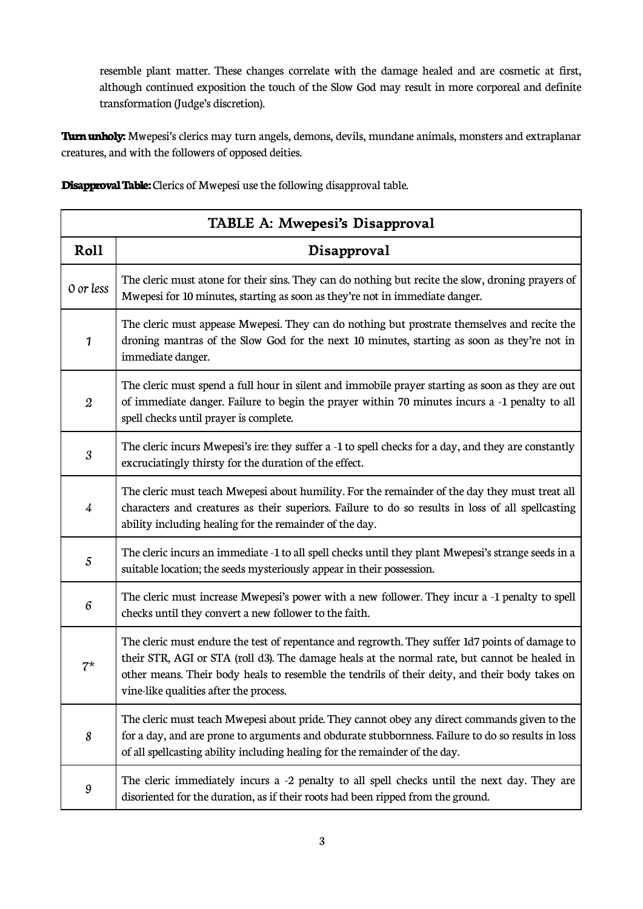resemble plant matter. These changes correlate with the damage healed and are cosmetic at first, although continued exposition the touch of the Slow God may result in more corporeal and definite transformation (Judge's discretion).

**Turn unholy:** Mwepesi's clerics may turn angels, demons, devils, mundane animals, monsters and extraplanar creatures, and with the followers of opposed deities.

**Disapproval Table:** Clerics of Mwepesi use the following disapproval table.

| TABLE A: Mwepesi's Disapproval | |
|---|---|
| **Roll** | **Disapproval** |
| *0 or less* | The cleric must atone for their sins. They can do nothing but recite the slow, droning prayers of Mwepesi for 10 minutes, starting as soon as they're not in immediate danger. |
| *1* | The cleric must appease Mwepesi. They can do nothing but prostrate themselves and recite the droning mantras of the Slow God for the next 10 minutes, starting as soon as they're not in immediate danger. |
| *2* | The cleric must spend a full hour in silent and immobile prayer starting as soon as they are out of immediate danger. Failure to begin the prayer within 70 minutes incurs a -1 penalty to all spell checks until prayer is complete. |
| *3* | The cleric incurs Mwepesi's ire: they suffer a -1 to spell checks for a day, and they are constantly excruciatingly thirsty for the duration of the effect. |
| *4* | The cleric must teach Mwepesi about humility. For the remainder of the day they must treat all characters and creatures as their superiors. Failure to do so results in loss of all spellcasting ability including healing for the remainder of the day. |
| *5* | The cleric incurs an immediate -1 to all spell checks until they plant Mwepesi's strange seeds in a suitable location; the seeds mysteriously appear in their possession. |
| *6* | The cleric must increase Mwepesi's power with a new follower. They incur a -1 penalty to spell checks until they convert a new follower to the faith. |
| *7** | The cleric must endure the test of repentance and regrowth. They suffer 1d7 points of damage to their STR, AGI or STA (roll d3). The damage heals at the normal rate, but cannot be healed in other means. Their body heals to resemble the tendrils of their deity, and their body takes on vine-like qualities after the process. |
| *8* | The cleric must teach Mwepesi about pride. They cannot obey any direct commands given to the for a day, and are prone to arguments and obdurate stubbornness. Failure to do so results in loss of all spellcasting ability including healing for the remainder of the day. |
| *9* | The cleric immediately incurs a -2 penalty to all spell checks until the next day. They are disoriented for the duration, as if their roots had been ripped from the ground. |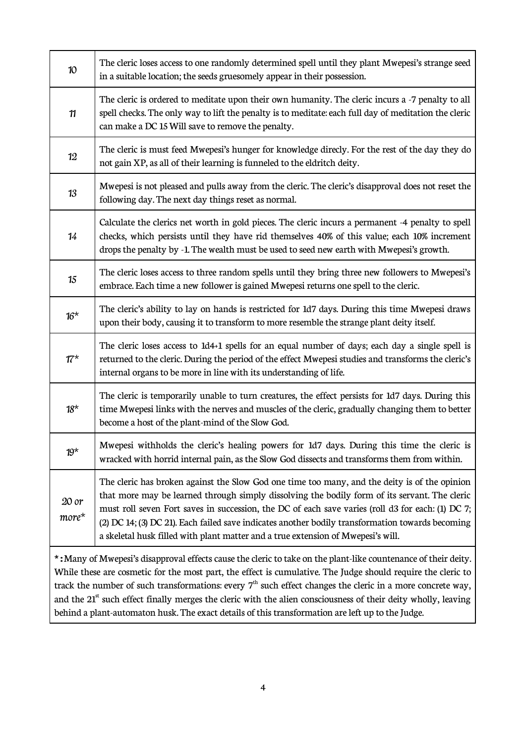| | |
|---|---|
| 10 | The cleric loses access to one randomly determined spell until they plant Mwepesi's strange seed in a suitable location; the seeds gruesomely appear in their possession. |
| 11 | The cleric is ordered to meditate upon their own humanity. The cleric incurs a -7 penalty to all spell checks. The only way to lift the penalty is to meditate: each full day of meditation the cleric can make a DC 15 Will save to remove the penalty. |
| 12 | The cleric is must feed Mwepesi's hunger for knowledge direcly. For the rest of the day they do not gain XP, as all of their learning is funneled to the eldritch deity. |
| 13 | Mwepesi is not pleased and pulls away from the cleric. The cleric's disapproval does not reset the following day. The next day things reset as normal. |
| 14 | Calculate the clerics net worth in gold pieces. The cleric incurs a permanent -4 penalty to spell checks, which persists until they have rid themselves 40% of this value; each 10% increment drops the penalty by -1. The wealth must be used to seed new earth with Mwepesi's growth. |
| 15 | The cleric loses access to three random spells until they bring three new followers to Mwepesi's embrace. Each time a new follower is gained Mwepesi returns one spell to the cleric. |
| 16* | The cleric's ability to lay on hands is restricted for 1d7 days. During this time Mwepesi draws upon their body, causing it to transform to more resemble the strange plant deity itself. |
| 17* | The cleric loses access to 1d4+1 spells for an equal number of days; each day a single spell is returned to the cleric. During the period of the effect Mwepesi studies and transforms the cleric's internal organs to be more in line with its understanding of life. |
| 18* | The cleric is temporarily unable to turn creatures, the effect persists for 1d7 days. During this time Mwepesi links with the nerves and muscles of the cleric, gradually changing them to better become a host of the plant-mind of the Slow God. |
| 19* | Mwepesi withholds the cleric's healing powers for 1d7 days. During this time the cleric is wracked with horrid internal pain, as the Slow God dissects and transforms them from within. |
| 20 or more* | The cleric has broken against the Slow God one time too many, and the deity is of the opinion that more may be learned through simply dissolving the bodily form of its servant. The cleric must roll seven Fort saves in succession, the DC of each save varies (roll d3 for each: (1) DC 7; (2) DC 14; (3) DC 21). Each failed save indicates another bodily transformation towards becoming a skeletal husk filled with plant matter and a true extension of Mwepesi's will. |

**\*:** Many of Mwepesi's disapproval effects cause the cleric to take on the plant-like countenance of their deity. While these are cosmetic for the most part, the effect is cumulative. The Judge should require the cleric to track the number of such transformations: every 7th such effect changes the cleric in a more concrete way, and the 21st such effect finally merges the cleric with the alien consciousness of their deity wholly, leaving behind a plant-automaton husk. The exact details of this transformation are left up to the Judge.